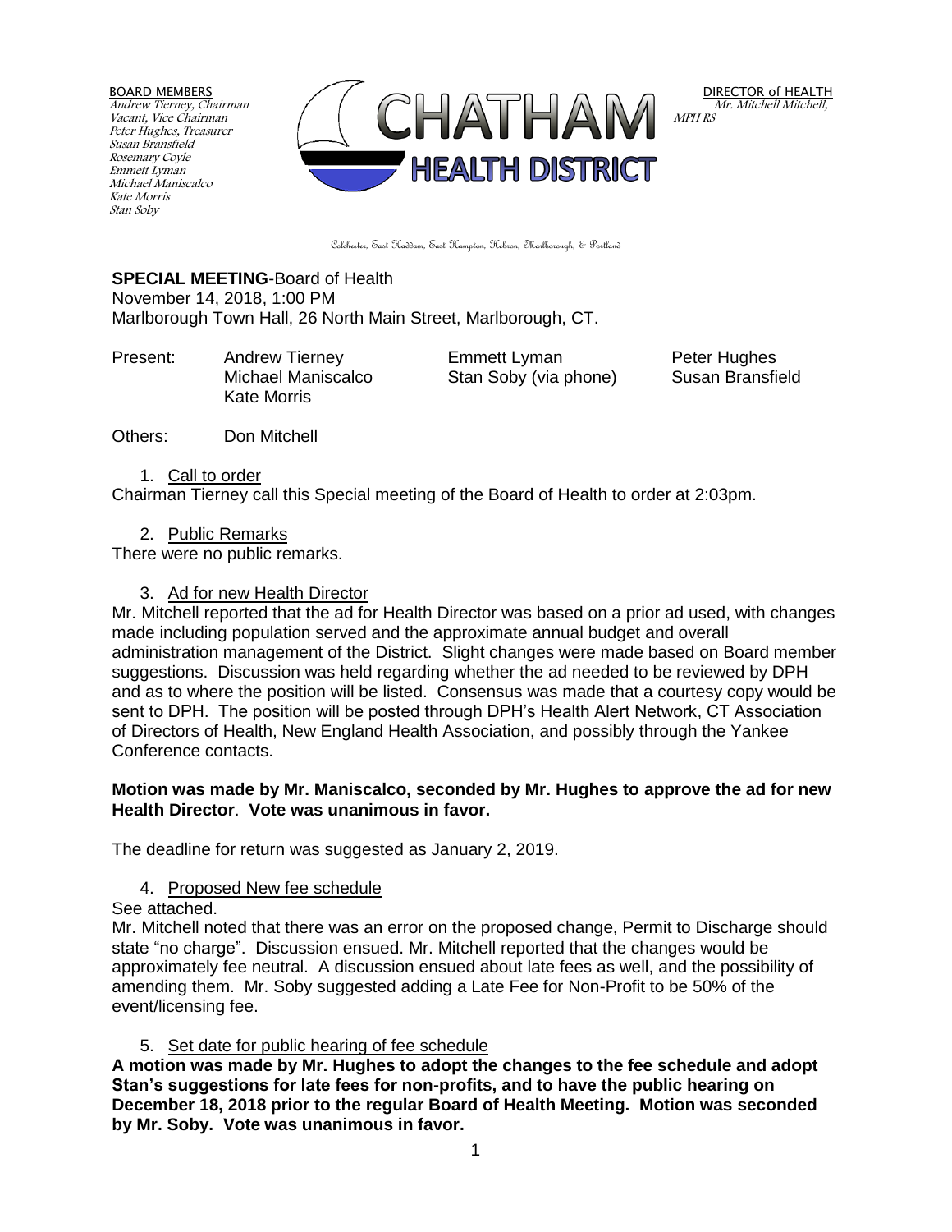BOARD MEMBERS
*Andrew Tierney, Chairman*
*Vacant, Vice Chairman*
*Peter Hughes, Treasurer*
*Susan Bransfield*
*Rosemary Coyle*
*Emmett Lyman*
*Michael Maniscalco*
*Kate Morris*
*Stan Soby*

CHATHAM HEALTH DISTRICT

DIRECTOR of HEALTH
*Mr. Mitchell Mitchell, MPH RS*

Colchester, East Haddam, East Hampton, Hebron, Marlborough, & Portland

**SPECIAL MEETING**-Board of Health
November 14, 2018, 1:00 PM
Marlborough Town Hall, 26 North Main Street, Marlborough, CT.

| Present: | Andrew Tierney | Emmett Lyman | Peter Hughes |
|---|---|---|---|
| | Michael Maniscalco | Stan Soby (via phone) | Susan Bransfield |
| | Kate Morris | | |

Others: Don Mitchell

1. Call to order

Chairman Tierney call this Special meeting of the Board of Health to order at 2:03pm.

2. Public Remarks

There were no public remarks.

3. Ad for new Health Director

Mr. Mitchell reported that the ad for Health Director was based on a prior ad used, with changes made including population served and the approximate annual budget and overall administration management of the District. Slight changes were made based on Board member suggestions. Discussion was held regarding whether the ad needed to be reviewed by DPH and as to where the position will be listed. Consensus was made that a courtesy copy would be sent to DPH. The position will be posted through DPH's Health Alert Network, CT Association of Directors of Health, New England Health Association, and possibly through the Yankee Conference contacts.

**Motion was made by Mr. Maniscalco, seconded by Mr. Hughes to approve the ad for new Health Director. Vote was unanimous in favor.**

The deadline for return was suggested as January 2, 2019.

4. Proposed New fee schedule

See attached.
Mr. Mitchell noted that there was an error on the proposed change, Permit to Discharge should state "no charge". Discussion ensued. Mr. Mitchell reported that the changes would be approximately fee neutral. A discussion ensued about late fees as well, and the possibility of amending them. Mr. Soby suggested adding a Late Fee for Non-Profit to be 50% of the event/licensing fee.

5. Set date for public hearing of fee schedule

**A motion was made by Mr. Hughes to adopt the changes to the fee schedule and adopt Stan's suggestions for late fees for non-profits, and to have the public hearing on December 18, 2018 prior to the regular Board of Health Meeting. Motion was seconded by Mr. Soby. Vote was unanimous in favor.**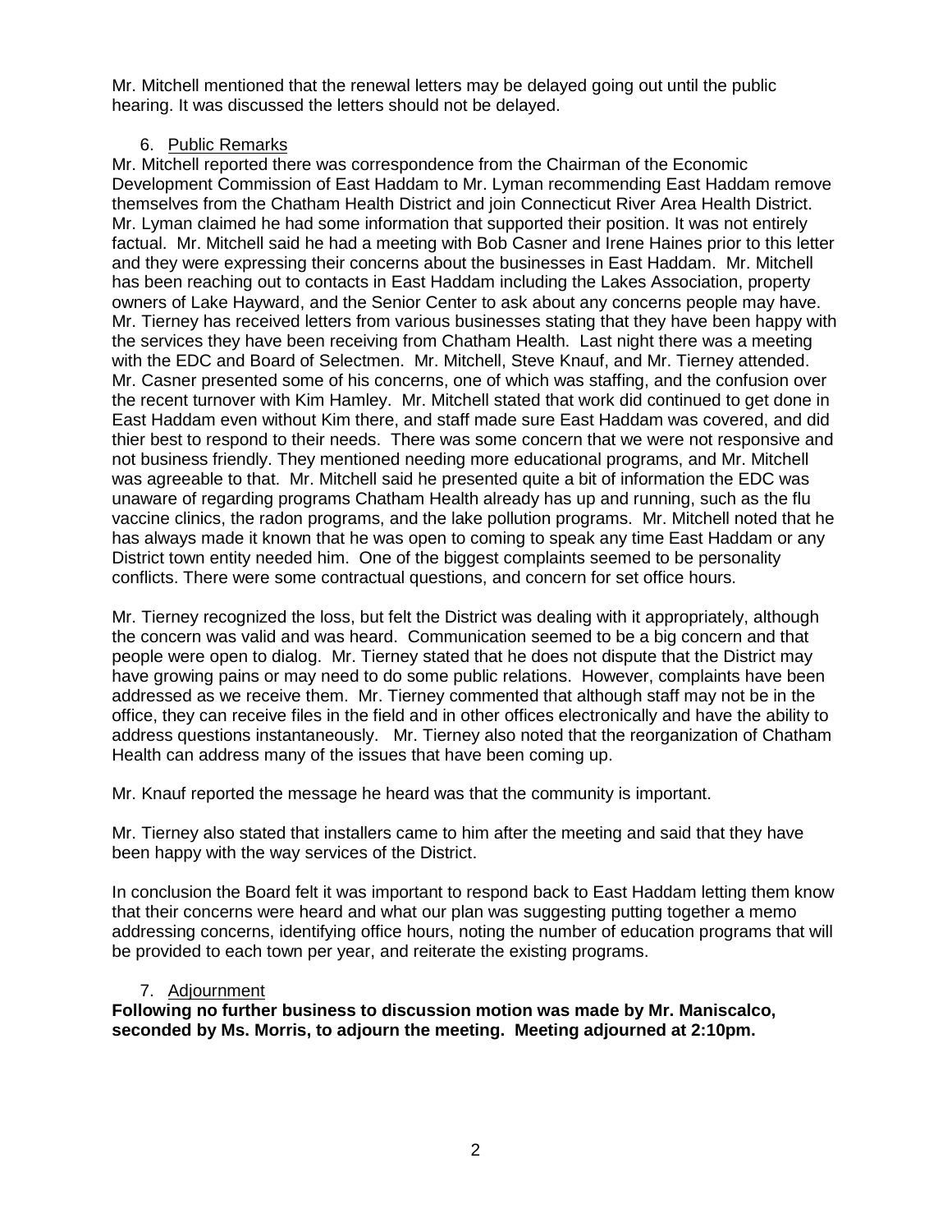Mr. Mitchell mentioned that the renewal letters may be delayed going out until the public hearing. It was discussed the letters should not be delayed.

6. Public Remarks

Mr. Mitchell reported there was correspondence from the Chairman of the Economic Development Commission of East Haddam to Mr. Lyman recommending East Haddam remove themselves from the Chatham Health District and join Connecticut River Area Health District. Mr. Lyman claimed he had some information that supported their position. It was not entirely factual. Mr. Mitchell said he had a meeting with Bob Casner and Irene Haines prior to this letter and they were expressing their concerns about the businesses in East Haddam. Mr. Mitchell has been reaching out to contacts in East Haddam including the Lakes Association, property owners of Lake Hayward, and the Senior Center to ask about any concerns people may have. Mr. Tierney has received letters from various businesses stating that they have been happy with the services they have been receiving from Chatham Health. Last night there was a meeting with the EDC and Board of Selectmen. Mr. Mitchell, Steve Knauf, and Mr. Tierney attended. Mr. Casner presented some of his concerns, one of which was staffing, and the confusion over the recent turnover with Kim Hamley. Mr. Mitchell stated that work did continued to get done in East Haddam even without Kim there, and staff made sure East Haddam was covered, and did thier best to respond to their needs. There was some concern that we were not responsive and not business friendly. They mentioned needing more educational programs, and Mr. Mitchell was agreeable to that. Mr. Mitchell said he presented quite a bit of information the EDC was unaware of regarding programs Chatham Health already has up and running, such as the flu vaccine clinics, the radon programs, and the lake pollution programs. Mr. Mitchell noted that he has always made it known that he was open to coming to speak any time East Haddam or any District town entity needed him. One of the biggest complaints seemed to be personality conflicts. There were some contractual questions, and concern for set office hours.

Mr. Tierney recognized the loss, but felt the District was dealing with it appropriately, although the concern was valid and was heard. Communication seemed to be a big concern and that people were open to dialog. Mr. Tierney stated that he does not dispute that the District may have growing pains or may need to do some public relations. However, complaints have been addressed as we receive them. Mr. Tierney commented that although staff may not be in the office, they can receive files in the field and in other offices electronically and have the ability to address questions instantaneously. Mr. Tierney also noted that the reorganization of Chatham Health can address many of the issues that have been coming up.

Mr. Knauf reported the message he heard was that the community is important.

Mr. Tierney also stated that installers came to him after the meeting and said that they have been happy with the way services of the District.

In conclusion the Board felt it was important to respond back to East Haddam letting them know that their concerns were heard and what our plan was suggesting putting together a memo addressing concerns, identifying office hours, noting the number of education programs that will be provided to each town per year, and reiterate the existing programs.

7. Adjournment

**Following no further business to discussion motion was made by Mr. Maniscalco, seconded by Ms. Morris, to adjourn the meeting. Meeting adjourned at 2:10pm.**